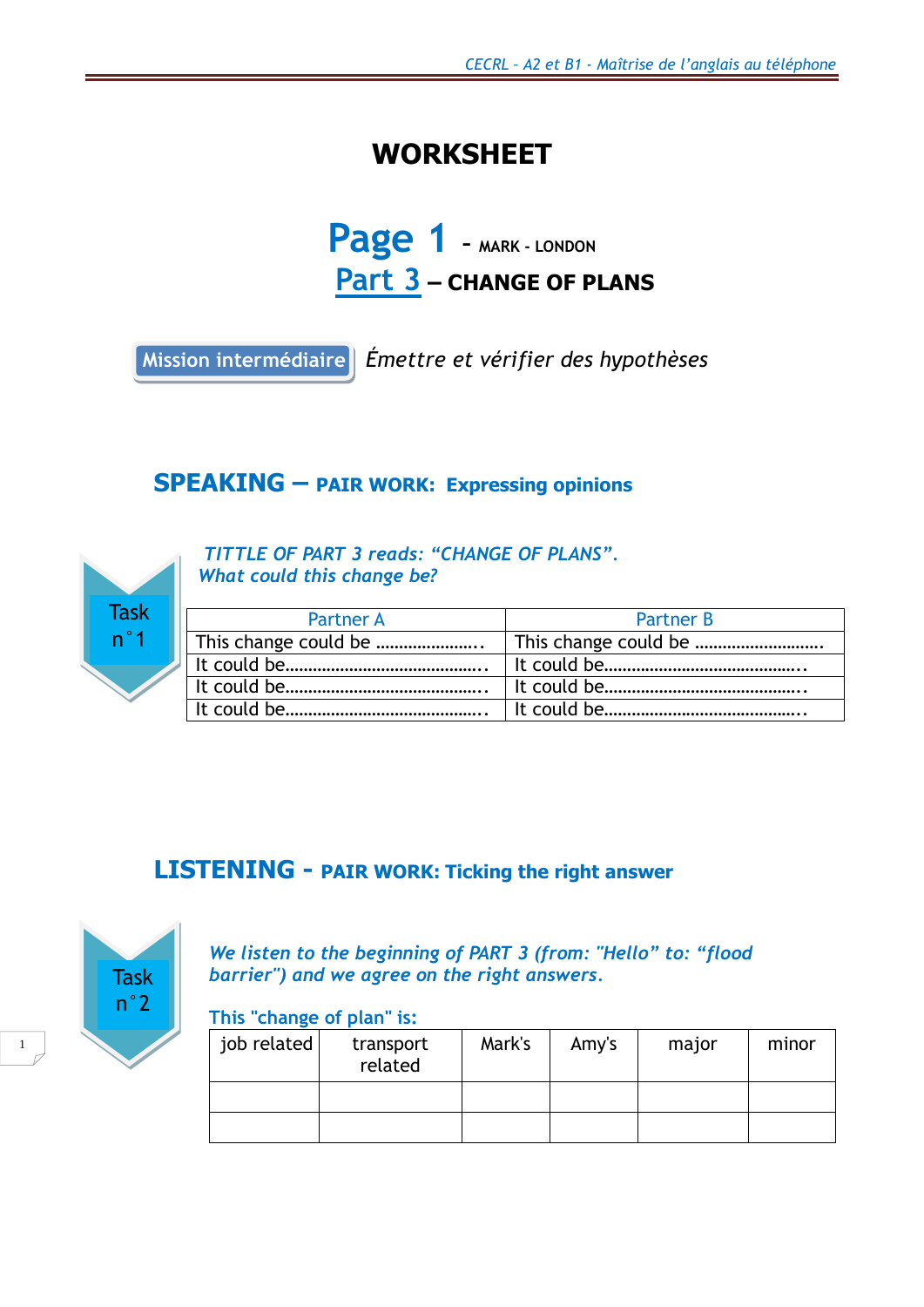# WORKSHEET

## Page 1 - MARK - LONDON

## Part 3 – CHANGE OF PLANS

**Mission intermédiaire** *Émettre et vérifier des hypothèses*

## SPEAKING – PAIR WORK: Expressing opinions

Task n°1

*TITTLE OF PART 3 reads: "CHANGE OF PLANS".*
*What could this change be?*

| Partner A | Partner B |
|---|---|
| This change could be ………………….. | This change could be ……………………… |
| It could be…………………………………….. | It could be…………………………………….. |
| It could be…………………………………….. | It could be…………………………………….. |
| It could be…………………………………….. | It could be…………………………………….. |

## LISTENING - PAIR WORK: Ticking the right answer

Task n°2

*We listen to the beginning of PART 3 (from: "Hello" to: "flood barrier") and we agree on the right answers.*

This "change of plan" is:

| job related | transport related | Mark's | Amy's | major | minor |
|---|---|---|---|---|---|
| | | | | | |
| | | | | | |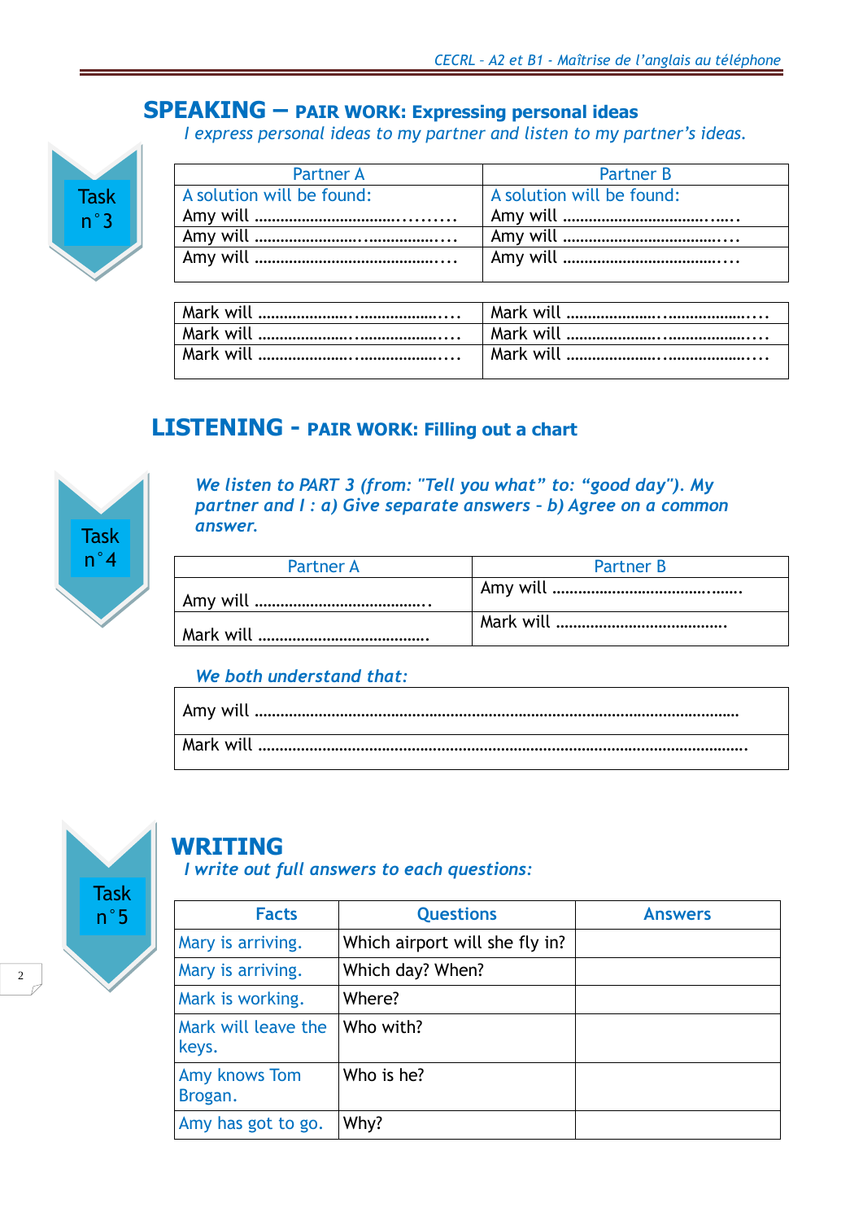## SPEAKING – PAIR WORK: Expressing personal ideas

*I express personal ideas to my partner and listen to my partner's ideas.*

Task n°3

| Partner A | Partner B |
|---|---|
| A solution will be found: Amy will ……………………………........ | A solution will be found: Amy will …………………………….…... |
| Amy will ……………………..……………..... | Amy will ………………………………..... |
| Amy will …………………………………….... | Amy will ………………………………..... |

| | |
|---|---|
| Mark will …………………..……………….... | Mark will …………………..……………….... |
| Mark will …………………..……………….... | Mark will …………………..……………….... |
| Mark will …………………..……………….... | Mark will …………………..……………….... |

## LISTENING - PAIR WORK: Filling out a chart

Task n°4

***We listen to PART 3 (from: "Tell you what" to: "good day"). My partner and I : a) Give separate answers - b) Agree on a common answer.***

| Partner A | Partner B |
|---|---|
| Amy will ………………………………….. | Amy will ……………………………….……. |
| Mark will …………………………………. | Mark will …………………………………. |

***We both understand that:***

| |
|---|
| Amy will ……………………………………………………………………………………………… |
| Mark will ………………………………………………………………………………………………. |

## WRITING

Task n°5

*I write out full answers to each questions:*

| Facts | Questions | Answers |
|---|---|---|
| Mary is arriving. | Which airport will she fly in? | |
| Mary is arriving. | Which day? When? | |
| Mark is working. | Where? | |
| Mark will leave the keys. | Who with? | |
| Amy knows Tom Brogan. | Who is he? | |
| Amy has got to go. | Why? | |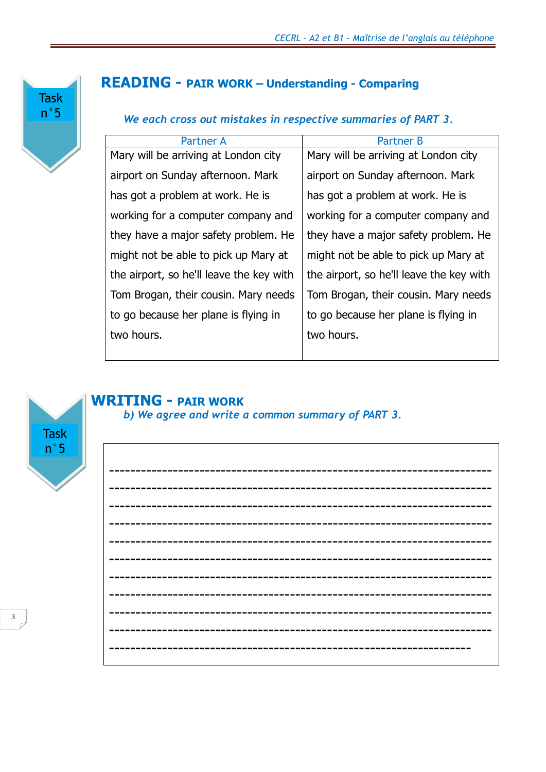Task n°5

## READING - PAIR WORK – Understanding - Comparing

*We each cross out mistakes in respective summaries of PART 3.*

| Partner A | Partner B |
| --- | --- |
| Mary will be arriving at London city airport on Sunday afternoon. Mark has got a problem at work. He is working for a computer company and they have a major safety problem. He might not be able to pick up Mary at the airport, so he'll leave the key with Tom Brogan, their cousin. Mary needs to go because her plane is flying in two hours. | Mary will be arriving at London city airport on Sunday afternoon. Mark has got a problem at work. He is working for a computer company and they have a major safety problem. He might not be able to pick up Mary at the airport, so he'll leave the key with Tom Brogan, their cousin. Mary needs to go because her plane is flying in two hours. |

Task n°5

## WRITING - PAIR WORK

*b) We agree and write a common summary of PART 3.*

---------------------------------------------------------------------

---------------------------------------------------------------------

---------------------------------------------------------------------

---------------------------------------------------------------------

---------------------------------------------------------------------

---------------------------------------------------------------------

---------------------------------------------------------------------

---------------------------------------------------------------------

---------------------------------------------------------------------

---------------------------------------------------------------------

-----------------------------------------------------------------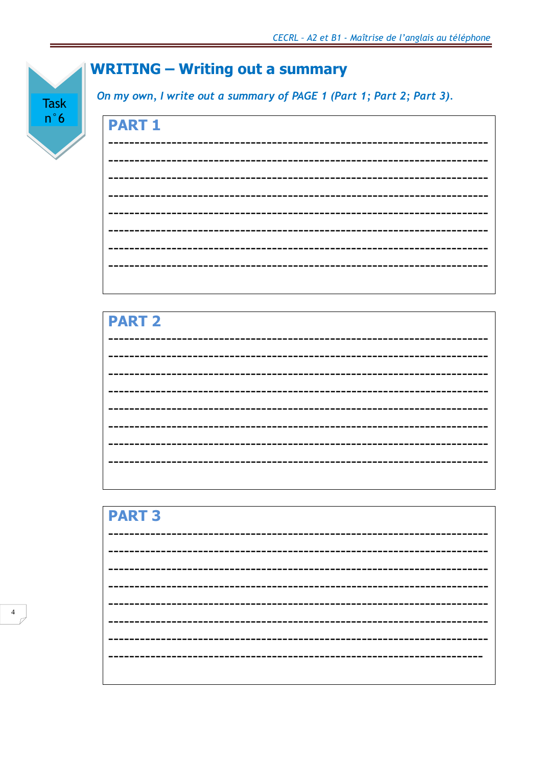Task n°6

# WRITING – Writing out a summary

*On my own, I write out a summary of PAGE 1 (Part 1; Part 2; Part 3).*

## PART 1

------------------------------------------------------------------------

------------------------------------------------------------------------

------------------------------------------------------------------------

------------------------------------------------------------------------

------------------------------------------------------------------------

------------------------------------------------------------------------

------------------------------------------------------------------------

------------------------------------------------------------------------

## PART 2

------------------------------------------------------------------------

------------------------------------------------------------------------

------------------------------------------------------------------------

------------------------------------------------------------------------

------------------------------------------------------------------------

------------------------------------------------------------------------

------------------------------------------------------------------------

------------------------------------------------------------------------

## PART 3

------------------------------------------------------------------------

------------------------------------------------------------------------

------------------------------------------------------------------------

------------------------------------------------------------------------

------------------------------------------------------------------------

------------------------------------------------------------------------

------------------------------------------------------------------------

------------------------------------------------------------------------